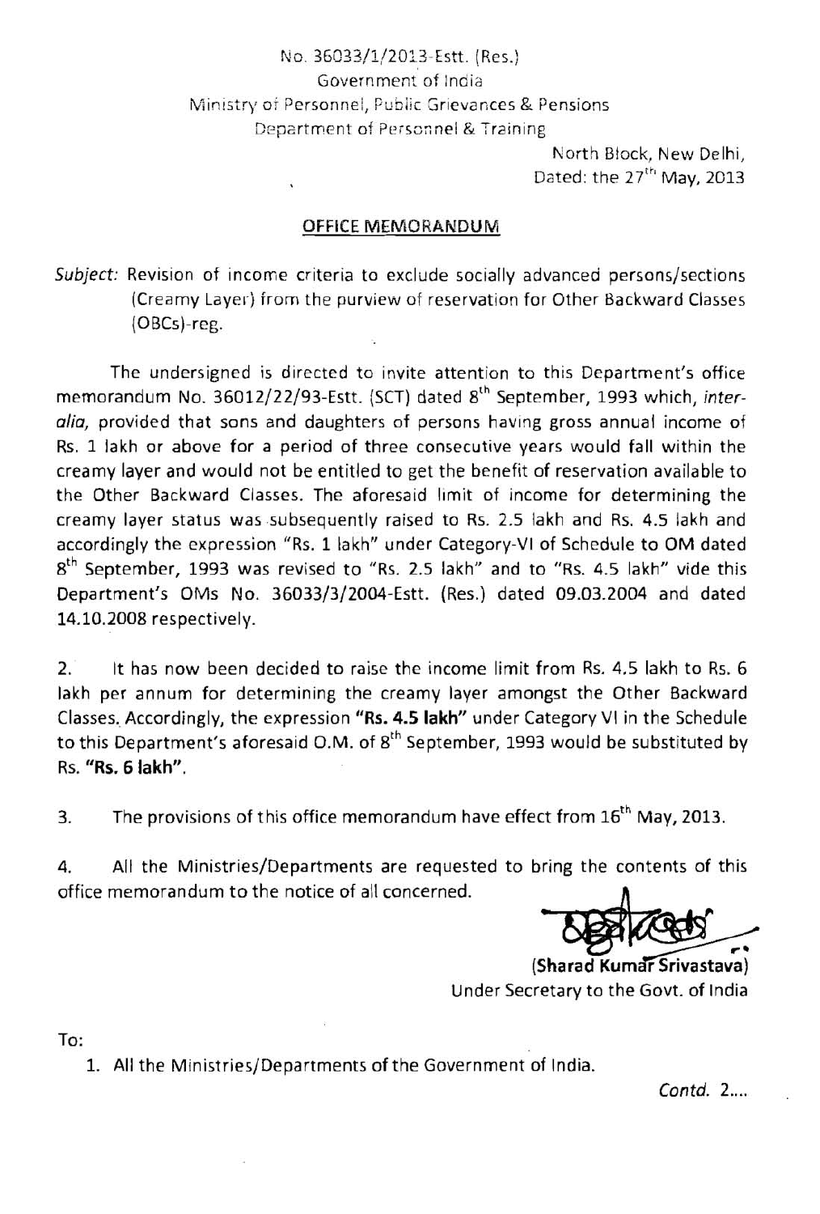No. 36033/1/2013-Estt. (Res.)
Government of India
Ministry of Personnel, Public Grievances & Pensions
Department of Personnel & Training

North Block, New Delhi,
Dated: the 27th May, 2013

## OFFICE MEMORANDUM

*Subject:* Revision of income criteria to exclude socially advanced persons/sections (Creamy Layer) from the purview of reservation for Other Backward Classes (OBCs)-reg.

The undersigned is directed to invite attention to this Department's office memorandum No. 36012/22/93-Estt. (SCT) dated 8th September, 1993 which, *inter-alia*, provided that sons and daughters of persons having gross annual income of Rs. 1 lakh or above for a period of three consecutive years would fall within the creamy layer and would not be entitled to get the benefit of reservation available to the Other Backward Classes. The aforesaid limit of income for determining the creamy layer status was subsequently raised to Rs. 2.5 lakh and Rs. 4.5 lakh and accordingly the expression "Rs. 1 lakh" under Category-VI of Schedule to OM dated 8th September, 1993 was revised to "Rs. 2.5 lakh" and to "Rs. 4.5 lakh" vide this Department's OMs No. 36033/3/2004-Estt. (Res.) dated 09.03.2004 and dated 14.10.2008 respectively.

2. It has now been decided to raise the income limit from Rs. 4.5 lakh to Rs. 6 lakh per annum for determining the creamy layer amongst the Other Backward Classes. Accordingly, the expression **"Rs. 4.5 lakh"** under Category VI in the Schedule to this Department's aforesaid O.M. of 8th September, 1993 would be substituted by Rs. **"Rs. 6 lakh"**.

3. The provisions of this office memorandum have effect from 16th May, 2013.

4. All the Ministries/Departments are requested to bring the contents of this office memorandum to the notice of all concerned.

**(Sharad Kumar Srivastava)**
Under Secretary to the Govt. of India

To:

1. All the Ministries/Departments of the Government of India.

*Contd. 2....*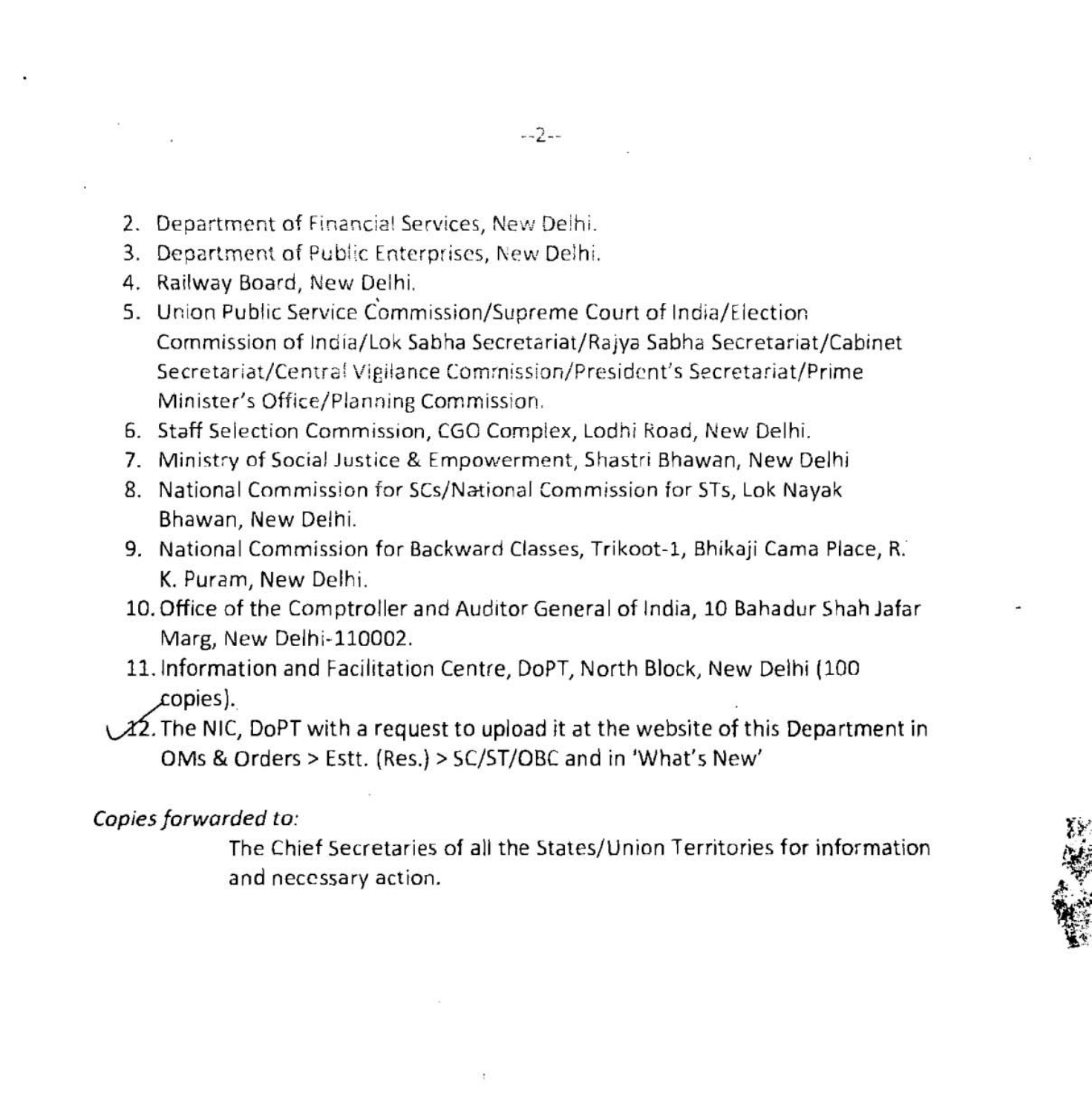2. Department of Financial Services, New Delhi.
3. Department of Public Enterprises, New Delhi.
4. Railway Board, New Delhi.
5. Union Public Service Commission/Supreme Court of India/Election Commission of India/Lok Sabha Secretariat/Rajya Sabha Secretariat/Cabinet Secretariat/Central Vigilance Commission/President's Secretariat/Prime Minister's Office/Planning Commission.
6. Staff Selection Commission, CGO Complex, Lodhi Road, New Delhi.
7. Ministry of Social Justice & Empowerment, Shastri Bhawan, New Delhi
8. National Commission for SCs/National Commission for STs, Lok Nayak Bhawan, New Delhi.
9. National Commission for Backward Classes, Trikoot-1, Bhikaji Cama Place, R. K. Puram, New Delhi.
10. Office of the Comptroller and Auditor General of India, 10 Bahadur Shah Jafar Marg, New Delhi-110002.
11. Information and Facilitation Centre, DoPT, North Block, New Delhi (100 copies).
12. The NIC, DoPT with a request to upload it at the website of this Department in OMs & Orders > Estt. (Res.) > SC/ST/OBC and in 'What's New'

*Copies forwarded to:*

The Chief Secretaries of all the States/Union Territories for information and necessary action.